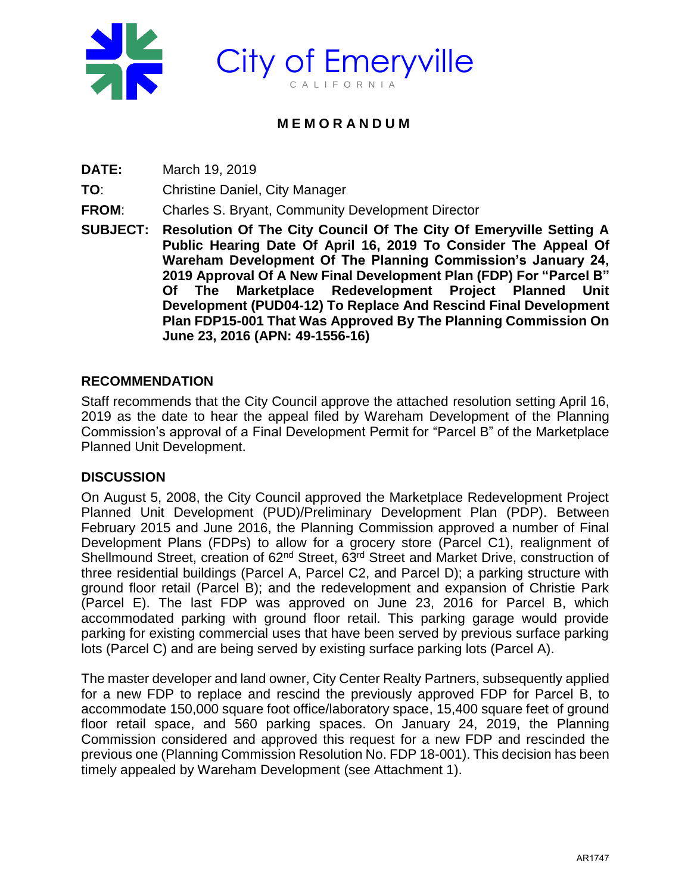City of Emeryville

CALIFORNIA

# MEMORANDUM

**DATE:** March 19, 2019

**TO**: Christine Daniel, City Manager

**FROM**: Charles S. Bryant, Community Development Director

**SUBJECT: Resolution Of The City Council Of The City Of Emeryville Setting A Public Hearing Date Of April 16, 2019 To Consider The Appeal Of Wareham Development Of The Planning Commission's January 24, 2019 Approval Of A New Final Development Plan (FDP) For "Parcel B" Of The Marketplace Redevelopment Project Planned Unit Development (PUD04-12) To Replace And Rescind Final Development Plan FDP15-001 That Was Approved By The Planning Commission On June 23, 2016 (APN: 49-1556-16)**

## RECOMMENDATION

Staff recommends that the City Council approve the attached resolution setting April 16, 2019 as the date to hear the appeal filed by Wareham Development of the Planning Commission's approval of a Final Development Permit for "Parcel B" of the Marketplace Planned Unit Development.

## DISCUSSION

On August 5, 2008, the City Council approved the Marketplace Redevelopment Project Planned Unit Development (PUD)/Preliminary Development Plan (PDP). Between February 2015 and June 2016, the Planning Commission approved a number of Final Development Plans (FDPs) to allow for a grocery store (Parcel C1), realignment of Shellmound Street, creation of 62nd Street, 63rd Street and Market Drive, construction of three residential buildings (Parcel A, Parcel C2, and Parcel D); a parking structure with ground floor retail (Parcel B); and the redevelopment and expansion of Christie Park (Parcel E). The last FDP was approved on June 23, 2016 for Parcel B, which accommodated parking with ground floor retail. This parking garage would provide parking for existing commercial uses that have been served by previous surface parking lots (Parcel C) and are being served by existing surface parking lots (Parcel A).

The master developer and land owner, City Center Realty Partners, subsequently applied for a new FDP to replace and rescind the previously approved FDP for Parcel B, to accommodate 150,000 square foot office/laboratory space, 15,400 square feet of ground floor retail space, and 560 parking spaces. On January 24, 2019, the Planning Commission considered and approved this request for a new FDP and rescinded the previous one (Planning Commission Resolution No. FDP 18-001). This decision has been timely appealed by Wareham Development (see Attachment 1).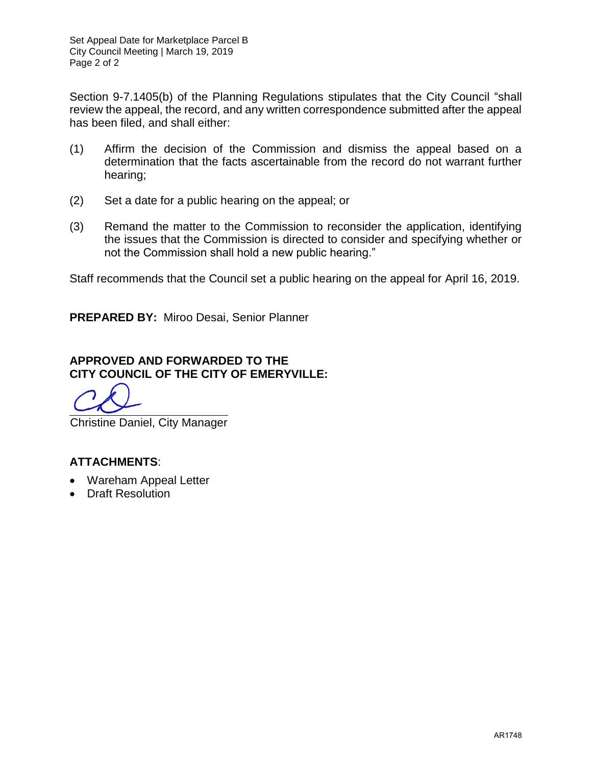Section 9-7.1405(b) of the Planning Regulations stipulates that the City Council "shall review the appeal, the record, and any written correspondence submitted after the appeal has been filed, and shall either:

(1) Affirm the decision of the Commission and dismiss the appeal based on a determination that the facts ascertainable from the record do not warrant further hearing;

(2) Set a date for a public hearing on the appeal; or

(3) Remand the matter to the Commission to reconsider the application, identifying the issues that the Commission is directed to consider and specifying whether or not the Commission shall hold a new public hearing."

Staff recommends that the Council set a public hearing on the appeal for April 16, 2019.

**PREPARED BY:** Miroo Desai, Senior Planner

**APPROVED AND FORWARDED TO THE CITY COUNCIL OF THE CITY OF EMERYVILLE:**

Christine Daniel, City Manager

**ATTACHMENTS**:

- Wareham Appeal Letter
- Draft Resolution

AR1748